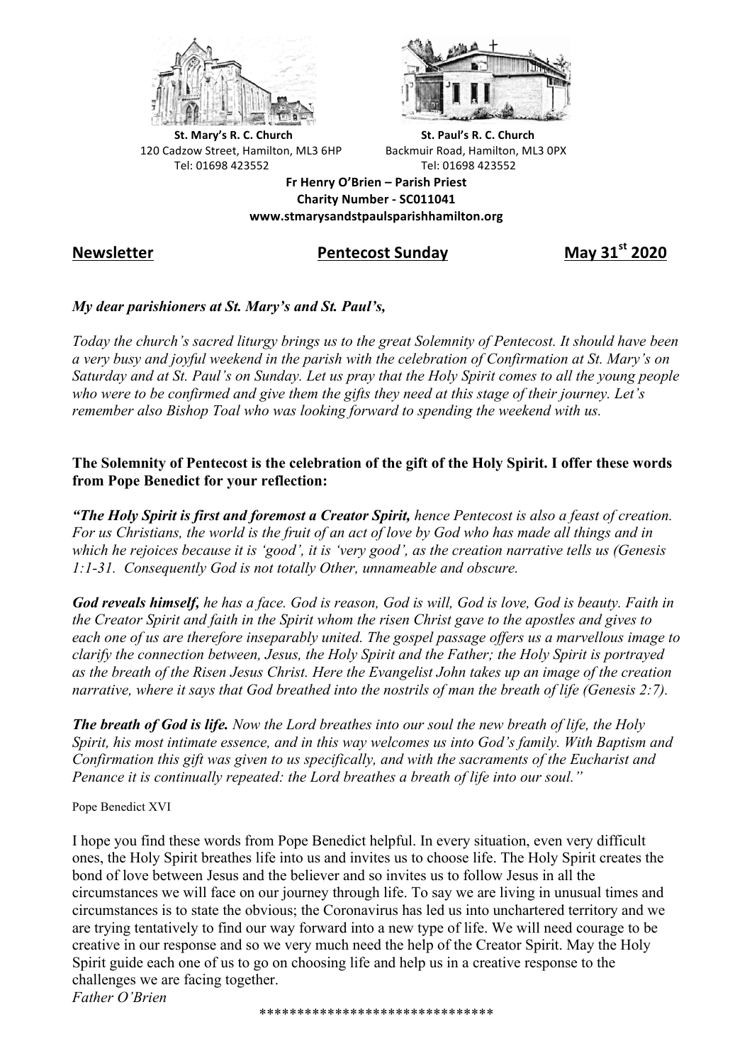**St. Mary's R. C. Church**
120 Cadzow Street, Hamilton, ML3 6HP
Tel: 01698 423552

**St. Paul's R. C. Church**
Backmuir Road, Hamilton, ML3 0PX
Tel: 01698 423552

**Fr Henry O'Brien – Parish Priest**
**Charity Number - SC011041**
**www.stmarysandstpaulsparishhamilton.org**

**Newsletter** **Pentecost Sunday** **May 31st 2020**

*My dear parishioners at St. Mary's and St. Paul's,*

*Today the church's sacred liturgy brings us to the great Solemnity of Pentecost. It should have been a very busy and joyful weekend in the parish with the celebration of Confirmation at St. Mary's on Saturday and at St. Paul's on Sunday. Let us pray that the Holy Spirit comes to all the young people who were to be confirmed and give them the gifts they need at this stage of their journey. Let's remember also Bishop Toal who was looking forward to spending the weekend with us.*

**The Solemnity of Pentecost is the celebration of the gift of the Holy Spirit. I offer these words from Pope Benedict for your reflection:**

***"The Holy Spirit is first and foremost a Creator Spirit,*** *hence Pentecost is also a feast of creation. For us Christians, the world is the fruit of an act of love by God who has made all things and in which he rejoices because it is 'good', it is 'very good', as the creation narrative tells us (Genesis 1:1-31. Consequently God is not totally Other, unnameable and obscure.*

***God reveals himself,*** *he has a face. God is reason, God is will, God is love, God is beauty. Faith in the Creator Spirit and faith in the Spirit whom the risen Christ gave to the apostles and gives to each one of us are therefore inseparably united. The gospel passage offers us a marvellous image to clarify the connection between, Jesus, the Holy Spirit and the Father; the Holy Spirit is portrayed as the breath of the Risen Jesus Christ. Here the Evangelist John takes up an image of the creation narrative, where it says that God breathed into the nostrils of man the breath of life (Genesis 2:7).*

***The breath of God is life.*** *Now the Lord breathes into our soul the new breath of life, the Holy Spirit, his most intimate essence, and in this way welcomes us into God's family. With Baptism and Confirmation this gift was given to us specifically, and with the sacraments of the Eucharist and Penance it is continually repeated: the Lord breathes a breath of life into our soul."*

Pope Benedict XVI

I hope you find these words from Pope Benedict helpful. In every situation, even very difficult ones, the Holy Spirit breathes life into us and invites us to choose life. The Holy Spirit creates the bond of love between Jesus and the believer and so invites us to follow Jesus in all the circumstances we will face on our journey through life. To say we are living in unusual times and circumstances is to state the obvious; the Coronavirus has led us into unchartered territory and we are trying tentatively to find our way forward into a new type of life. We will need courage to be creative in our response and so we very much need the help of the Creator Spirit. May the Holy Spirit guide each one of us to go on choosing life and help us in a creative response to the challenges we are facing together.

*Father O'Brien*

*******************************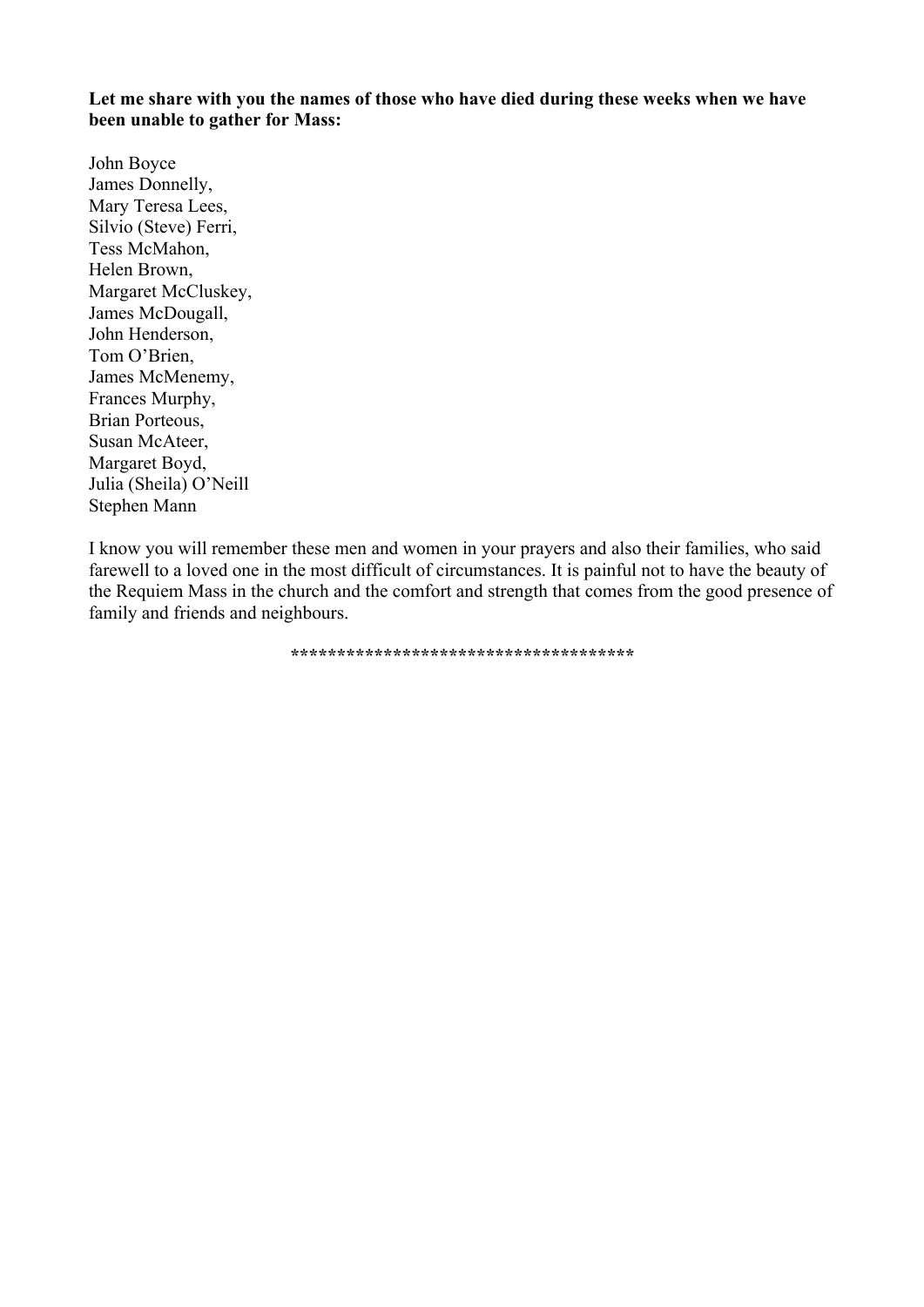**Let me share with you the names of those who have died during these weeks when we have been unable to gather for Mass:**

John Boyce  
James Donnelly,  
Mary Teresa Lees,  
Silvio (Steve) Ferri,  
Tess McMahon,  
Helen Brown,  
Margaret McCluskey,  
James McDougall,  
John Henderson,  
Tom O'Brien,  
James McMenemy,  
Frances Murphy,  
Brian Porteous,  
Susan McAteer,  
Margaret Boyd,  
Julia (Sheila) O'Neill  
Stephen Mann

I know you will remember these men and women in your prayers and also their families, who said farewell to a loved one in the most difficult of circumstances. It is painful not to have the beauty of the Requiem Mass in the church and the comfort and strength that comes from the good presence of family and friends and neighbours.

*************************************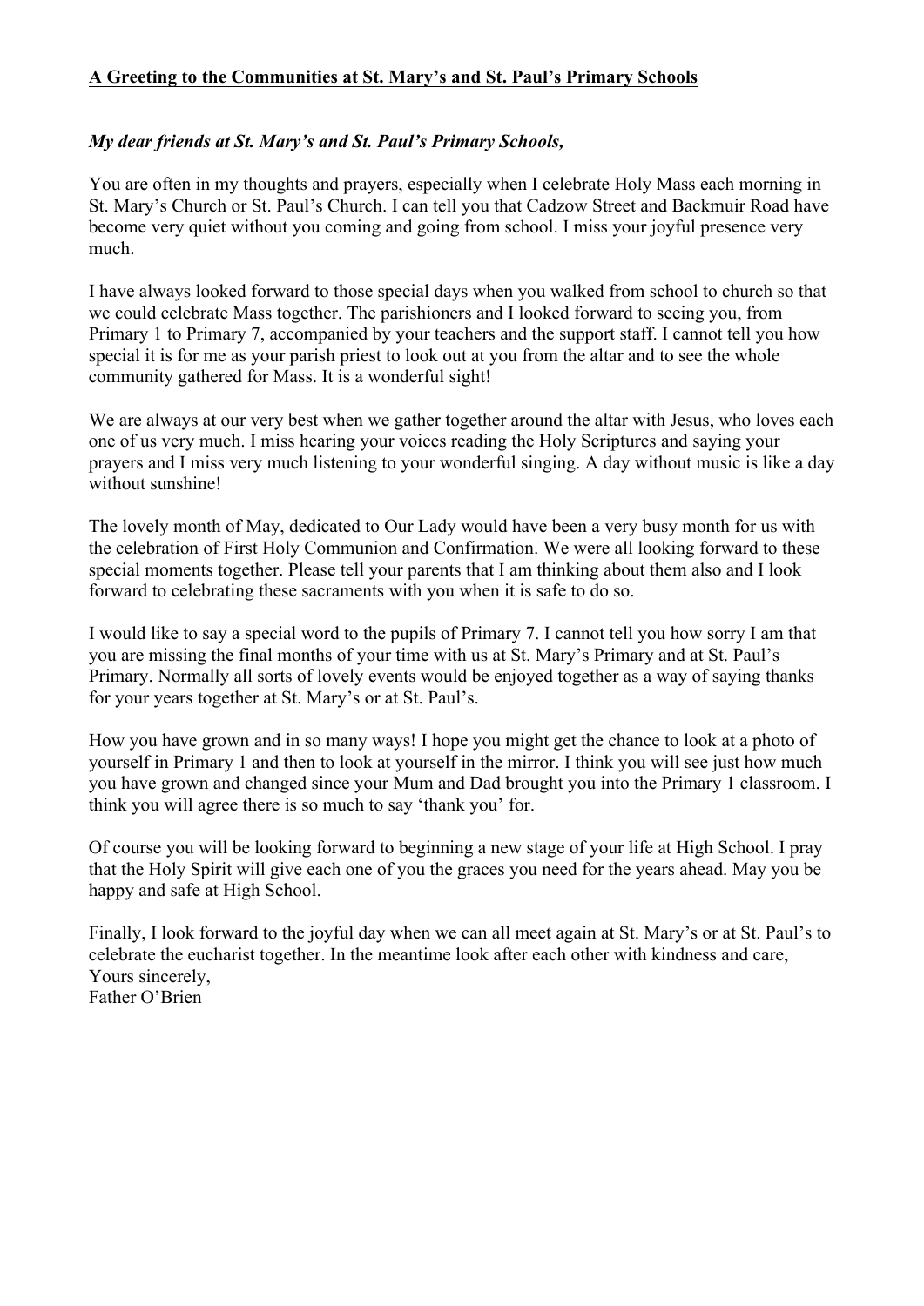**A Greeting to the Communities at St. Mary's and St. Paul's Primary Schools**

***My dear friends at St. Mary's and St. Paul's Primary Schools,***

You are often in my thoughts and prayers, especially when I celebrate Holy Mass each morning in St. Mary's Church or St. Paul's Church. I can tell you that Cadzow Street and Backmuir Road have become very quiet without you coming and going from school. I miss your joyful presence very much.

I have always looked forward to those special days when you walked from school to church so that we could celebrate Mass together. The parishioners and I looked forward to seeing you, from Primary 1 to Primary 7, accompanied by your teachers and the support staff. I cannot tell you how special it is for me as your parish priest to look out at you from the altar and to see the whole community gathered for Mass. It is a wonderful sight!

We are always at our very best when we gather together around the altar with Jesus, who loves each one of us very much. I miss hearing your voices reading the Holy Scriptures and saying your prayers and I miss very much listening to your wonderful singing. A day without music is like a day without sunshine!

The lovely month of May, dedicated to Our Lady would have been a very busy month for us with the celebration of First Holy Communion and Confirmation. We were all looking forward to these special moments together. Please tell your parents that I am thinking about them also and I look forward to celebrating these sacraments with you when it is safe to do so.

I would like to say a special word to the pupils of Primary 7. I cannot tell you how sorry I am that you are missing the final months of your time with us at St. Mary's Primary and at St. Paul's Primary. Normally all sorts of lovely events would be enjoyed together as a way of saying thanks for your years together at St. Mary's or at St. Paul's.

How you have grown and in so many ways! I hope you might get the chance to look at a photo of yourself in Primary 1 and then to look at yourself in the mirror. I think you will see just how much you have grown and changed since your Mum and Dad brought you into the Primary 1 classroom. I think you will agree there is so much to say 'thank you' for.

Of course you will be looking forward to beginning a new stage of your life at High School. I pray that the Holy Spirit will give each one of you the graces you need for the years ahead. May you be happy and safe at High School.

Finally, I look forward to the joyful day when we can all meet again at St. Mary's or at St. Paul's to celebrate the eucharist together. In the meantime look after each other with kindness and care,
Yours sincerely,
Father O'Brien